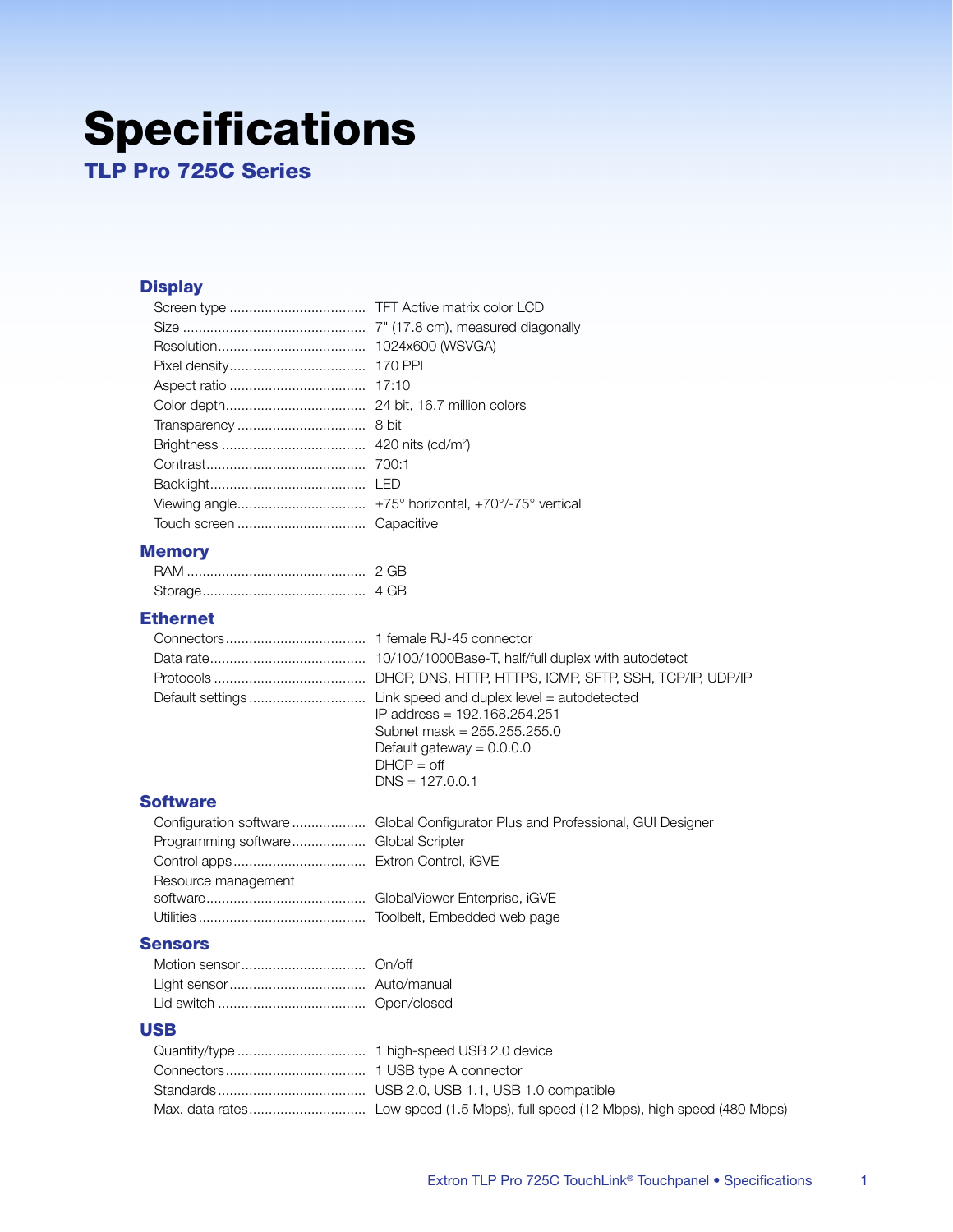# Specifications

## TLP Pro 725C Series

### Display

| | |
|---|---|
| Screen type | TFT Active matrix color LCD |
| Size | 7" (17.8 cm), measured diagonally |
| Resolution | 1024x600 (WSVGA) |
| Pixel density | 170 PPI |
| Aspect ratio | 17:10 |
| Color depth | 24 bit, 16.7 million colors |
| Transparency | 8 bit |
| Brightness | 420 nits (cd/m$^2$) |
| Contrast | 700:1 |
| Backlight | LED |
| Viewing angle | ±75° horizontal, +70°/-75° vertical |
| Touch screen | Capacitive |

### Memory

| | |
|---|---|
| RAM | 2 GB |
| Storage | 4 GB |

### Ethernet

| | |
|---|---|
| Connectors | 1 female RJ-45 connector |
| Data rate | 10/100/1000Base-T, half/full duplex with autodetect |
| Protocols | DHCP, DNS, HTTP, HTTPS, ICMP, SFTP, SSH, TCP/IP, UDP/IP |
| Default settings | Link speed and duplex level = autodetected<br>IP address = 192.168.254.251<br>Subnet mask = 255.255.255.0<br>Default gateway = 0.0.0.0<br>DHCP = off<br>DNS = 127.0.0.1 |

### Software

| | |
|---|---|
| Configuration software | Global Configurator Plus and Professional, GUI Designer |
| Programming software | Global Scripter |
| Control apps | Extron Control, iGVE |
| Resource management software | GlobalViewer Enterprise, iGVE |
| Utilities | Toolbelt, Embedded web page |

### Sensors

| | |
|---|---|
| Motion sensor | On/off |
| Light sensor | Auto/manual |
| Lid switch | Open/closed |

### USB

| | |
|---|---|
| Quantity/type | 1 high-speed USB 2.0 device |
| Connectors | 1 USB type A connector |
| Standards | USB 2.0, USB 1.1, USB 1.0 compatible |
| Max. data rates | Low speed (1.5 Mbps), full speed (12 Mbps), high speed (480 Mbps) |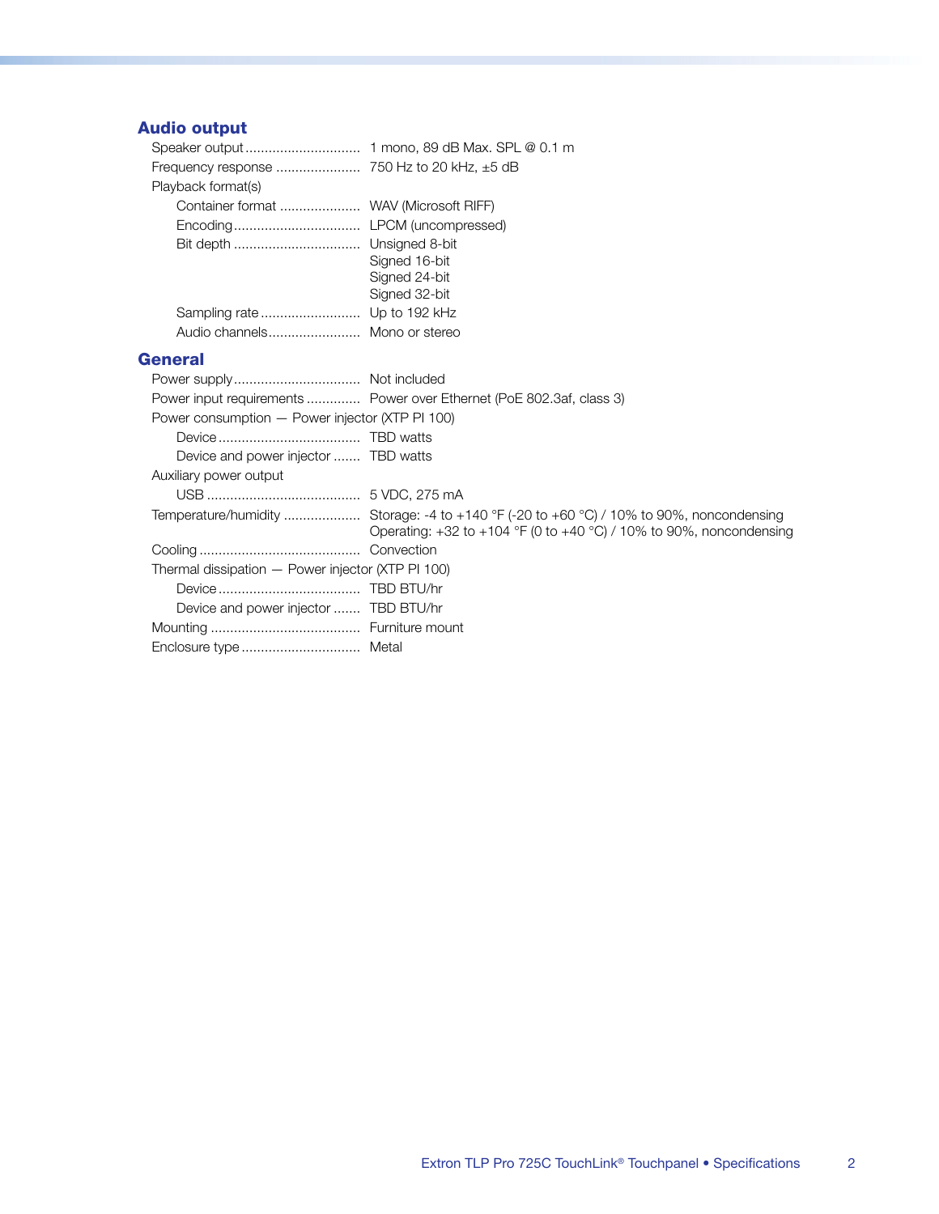## Audio output

Speaker output ............................. 1 mono, 89 dB Max. SPL @ 0.1 m
Frequency response ...................... 750 Hz to 20 kHz, ±5 dB
Playback format(s)
- Container format ..................... WAV (Microsoft RIFF)
- Encoding ................................ LPCM (uncompressed)
- Bit depth ................................. Unsigned 8-bit
  Signed 16-bit
  Signed 24-bit
  Signed 32-bit
- Sampling rate .......................... Up to 192 kHz
- Audio channels ........................ Mono or stereo

## General

Power supply ................................. Not included
Power input requirements ............. Power over Ethernet (PoE 802.3af, class 3)
Power consumption — Power injector (XTP PI 100)
- Device ..................................... TBD watts
- Device and power injector ....... TBD watts

Auxiliary power output
- USB ........................................ 5 VDC, 275 mA

Temperature/humidity .................... Storage: -4 to +140 °F (-20 to +60 °C) / 10% to 90%, noncondensing
Operating: +32 to +104 °F (0 to +40 °C) / 10% to 90%, noncondensing
Cooling .......................................... Convection
Thermal dissipation — Power injector (XTP PI 100)
- Device ..................................... TBD BTU/hr
- Device and power injector ....... TBD BTU/hr

Mounting ....................................... Furniture mount
Enclosure type ............................... Metal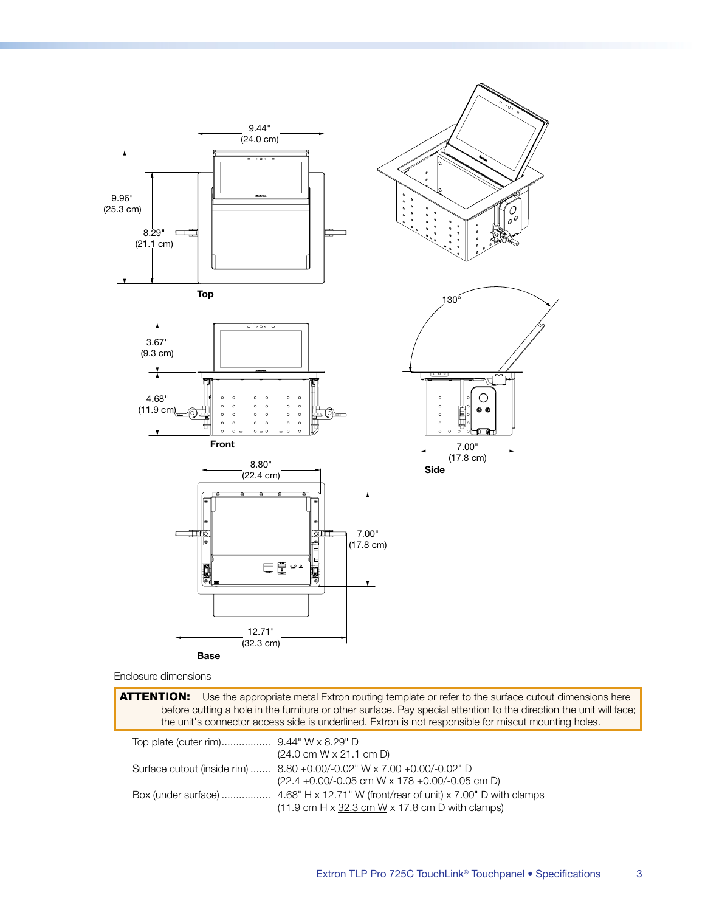Enclosure dimensions

**ATTENTION:** Use the appropriate metal Extron routing template or refer to the surface cutout dimensions here before cutting a hole in the furniture or other surface. Pay special attention to the direction the unit will face; the unit's connector access side is underlined. Extron is not responsible for miscut mounting holes.

Top plate (outer rim)................. 9.44" W x 8.29" D
(24.0 cm W x 21.1 cm D)

Surface cutout (inside rim) ....... 8.80 +0.00/-0.02" W x 7.00 +0.00/-0.02" D
(22.4 +0.00/-0.05 cm W x 178 +0.00/-0.05 cm D)

Box (under surface) ................. 4.68" H x 12.71" W (front/rear of unit) x 7.00" D with clamps
(11.9 cm H x 32.3 cm W x 17.8 cm D with clamps)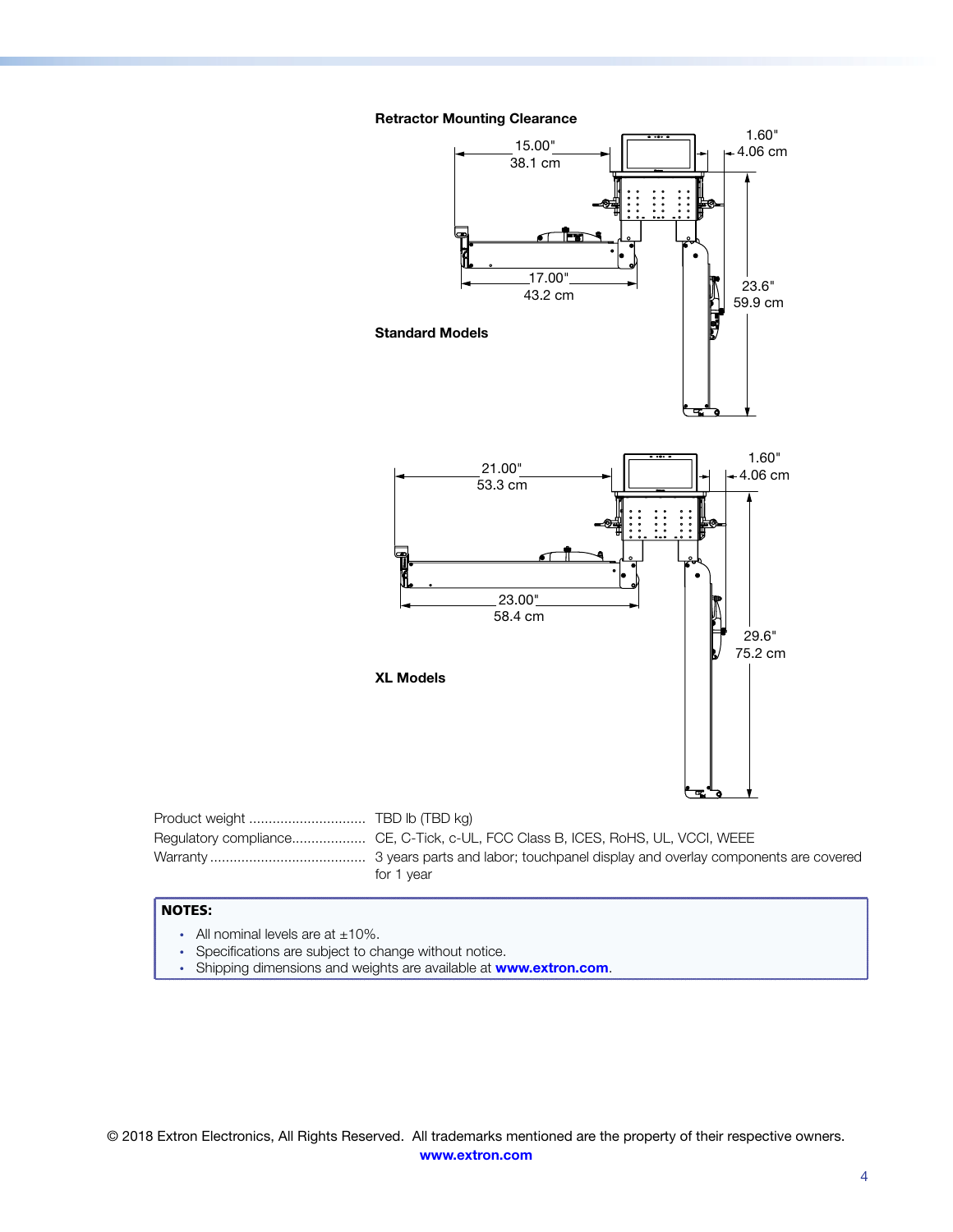**Retractor Mounting Clearance**

15.00"
38.1 cm

1.60"
4.06 cm

17.00"
43.2 cm

23.6"
59.9 cm

**Standard Models**

21.00"
53.3 cm

1.60"
4.06 cm

23.00"
58.4 cm

29.6"
75.2 cm

**XL Models**

| | |
|---|---|
| Product weight | TBD lb (TBD kg) |
| Regulatory compliance | CE, C-Tick, c-UL, FCC Class B, ICES, RoHS, UL, VCCI, WEEE |
| Warranty | 3 years parts and labor; touchpanel display and overlay components are covered for 1 year |

**NOTES:**

- All nominal levels are at ±10%.
- Specifications are subject to change without notice.
- Shipping dimensions and weights are available at **www.extron.com**.

© 2018 Extron Electronics, All Rights Reserved. All trademarks mentioned are the property of their respective owners.
**www.extron.com**